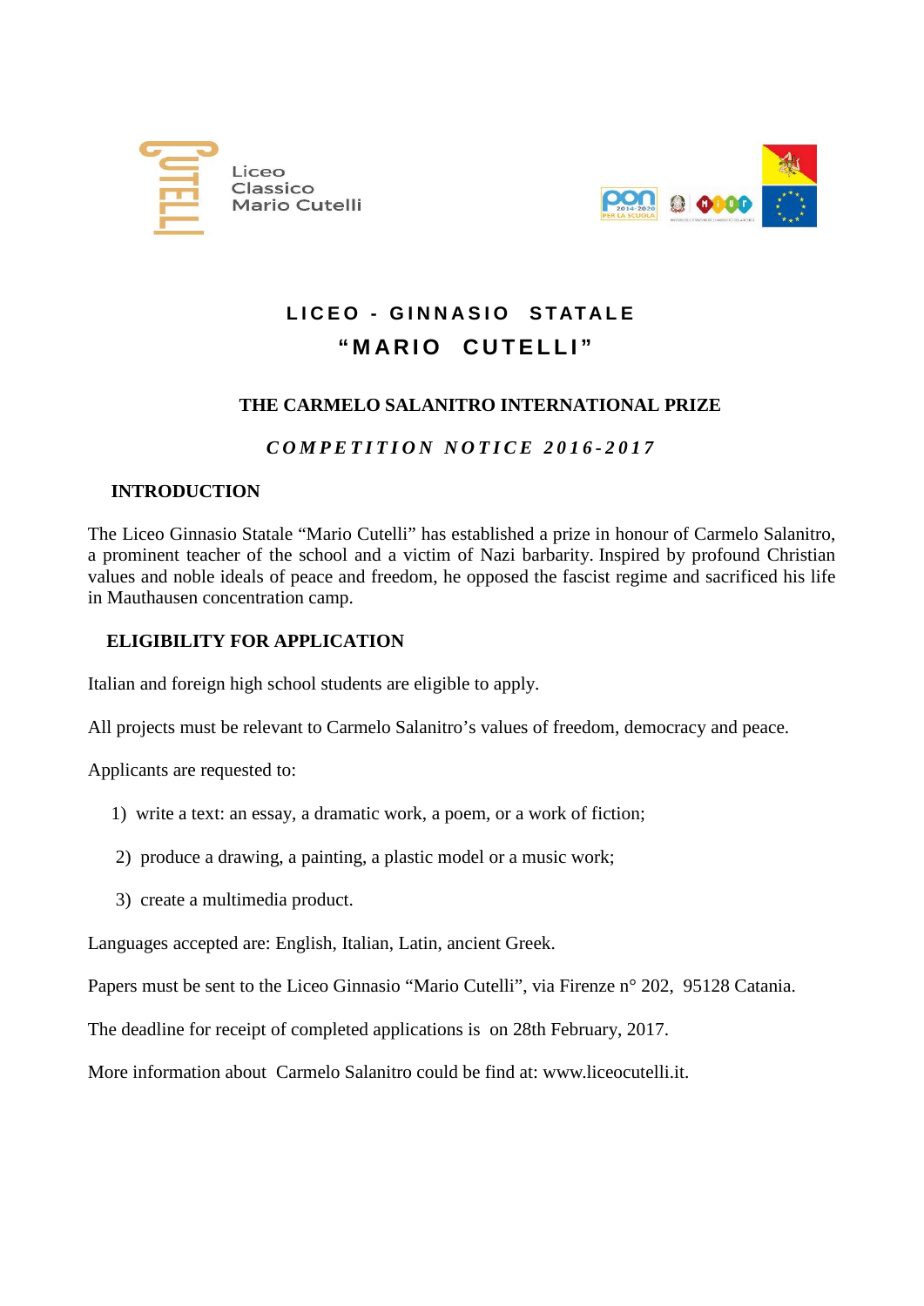Liceo Classico Mario Cutelli

# LICEO - GINNASIO STATALE "MARIO CUTELLI"

## THE CARMELO SALANITRO INTERNATIONAL PRIZE

***COMPETITION NOTICE 2016-2017***

### INTRODUCTION

The Liceo Ginnasio Statale "Mario Cutelli" has established a prize in honour of Carmelo Salanitro, a prominent teacher of the school and a victim of Nazi barbarity. Inspired by profound Christian values and noble ideals of peace and freedom, he opposed the fascist regime and sacrificed his life in Mauthausen concentration camp.

### ELIGIBILITY FOR APPLICATION

Italian and foreign high school students are eligible to apply.

All projects must be relevant to Carmelo Salanitro's values of freedom, democracy and peace.

Applicants are requested to:

1) write a text: an essay, a dramatic work, a poem, or a work of fiction;
2) produce a drawing, a painting, a plastic model or a music work;
3) create a multimedia product.

Languages accepted are: English, Italian, Latin, ancient Greek.

Papers must be sent to the Liceo Ginnasio "Mario Cutelli", via Firenze n° 202, 95128 Catania.

The deadline for receipt of completed applications is on 28th February, 2017.

More information about Carmelo Salanitro could be find at: www.liceocutelli.it.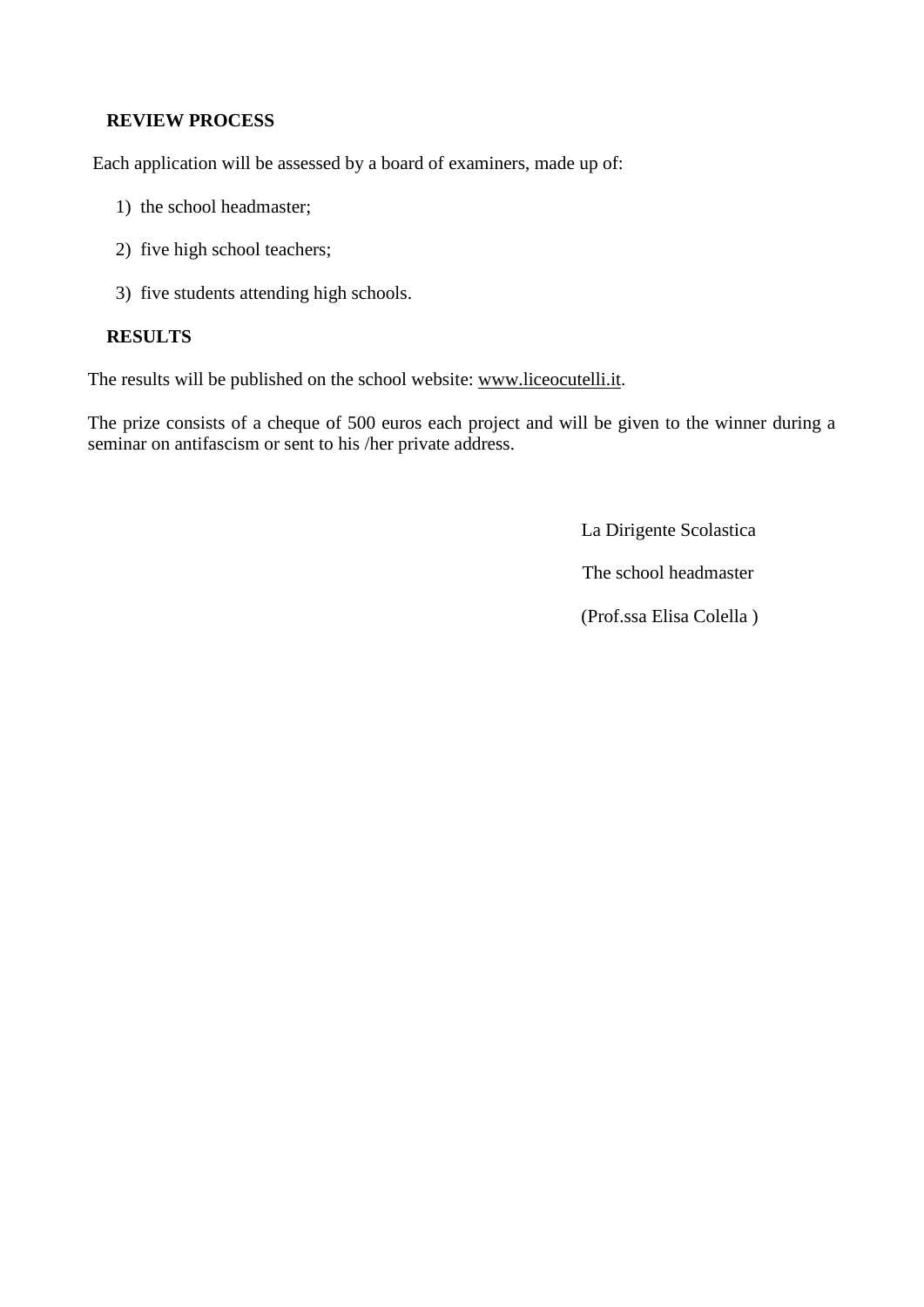**REVIEW PROCESS**

Each application will be assessed by a board of examiners, made up of:

1) the school headmaster;

2) five high school teachers;

3) five students attending high schools.

**RESULTS**

The results will be published on the school website: www.liceocutelli.it.

The prize consists of a cheque of 500 euros each project and will be given to the winner during a seminar on antifascism or sent to his /her private address.

La Dirigente Scolastica

The school headmaster

(Prof.ssa Elisa Colella )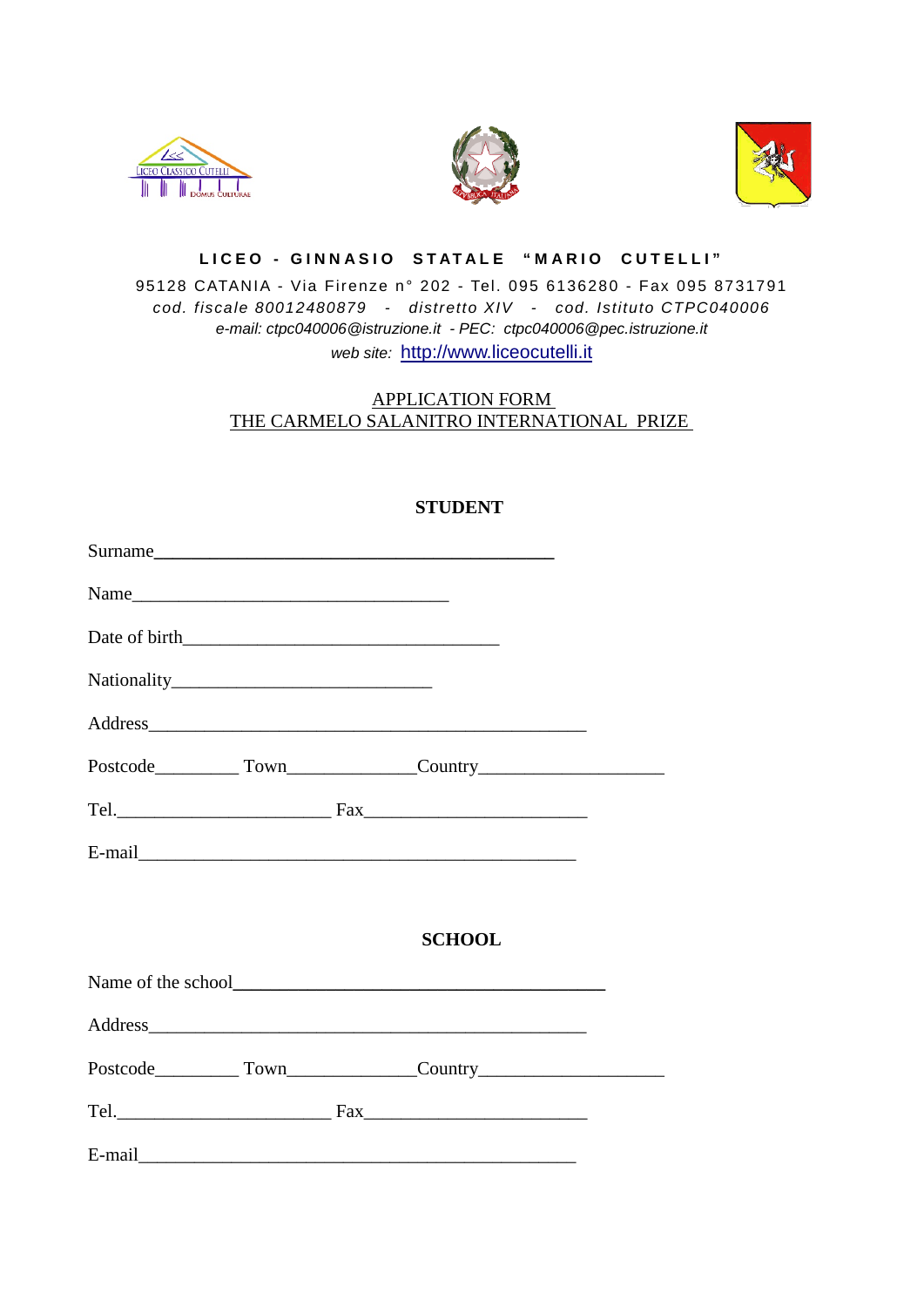**L I C E O - G I N N A S I O S T A T A L E " M A R I O C U T E L L I "**

95128 CATANIA - Via Firenze n° 202 - Tel. 095 6136280 - Fax 095 8731791
*cod. fiscale 80012480879 - distretto XIV - cod. Istituto CTPC040006*
*e-mail: ctpc040006@istruzione.it - PEC: ctpc040006@pec.istruzione.it*
*web site:* http://www.liceocutelli.it

APPLICATION FORM
THE CARMELO SALANITRO INTERNATIONAL PRIZE

**STUDENT**

Surname_____________________________________________

Name__________________________________

Date of birth__________________________________

Nationality____________________________

Address________________________________________________

Postcode_________ Town______________Country____________________

Tel.________________________ Fax________________________

E-mail________________________________________________

**SCHOOL**

Name of the school_________________________________________

Address________________________________________________

Postcode_________ Town______________Country____________________

Tel.________________________ Fax________________________

E-mail________________________________________________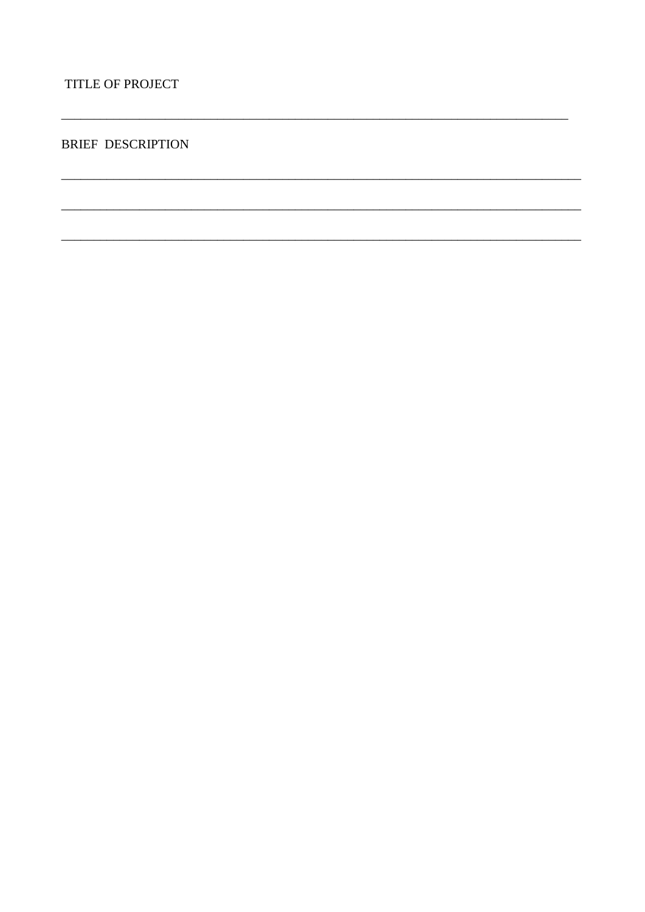TITLE OF PROJECT

________________________________________________________________________________

BRIEF DESCRIPTION

__________________________________________________________________________________

__________________________________________________________________________________

__________________________________________________________________________________